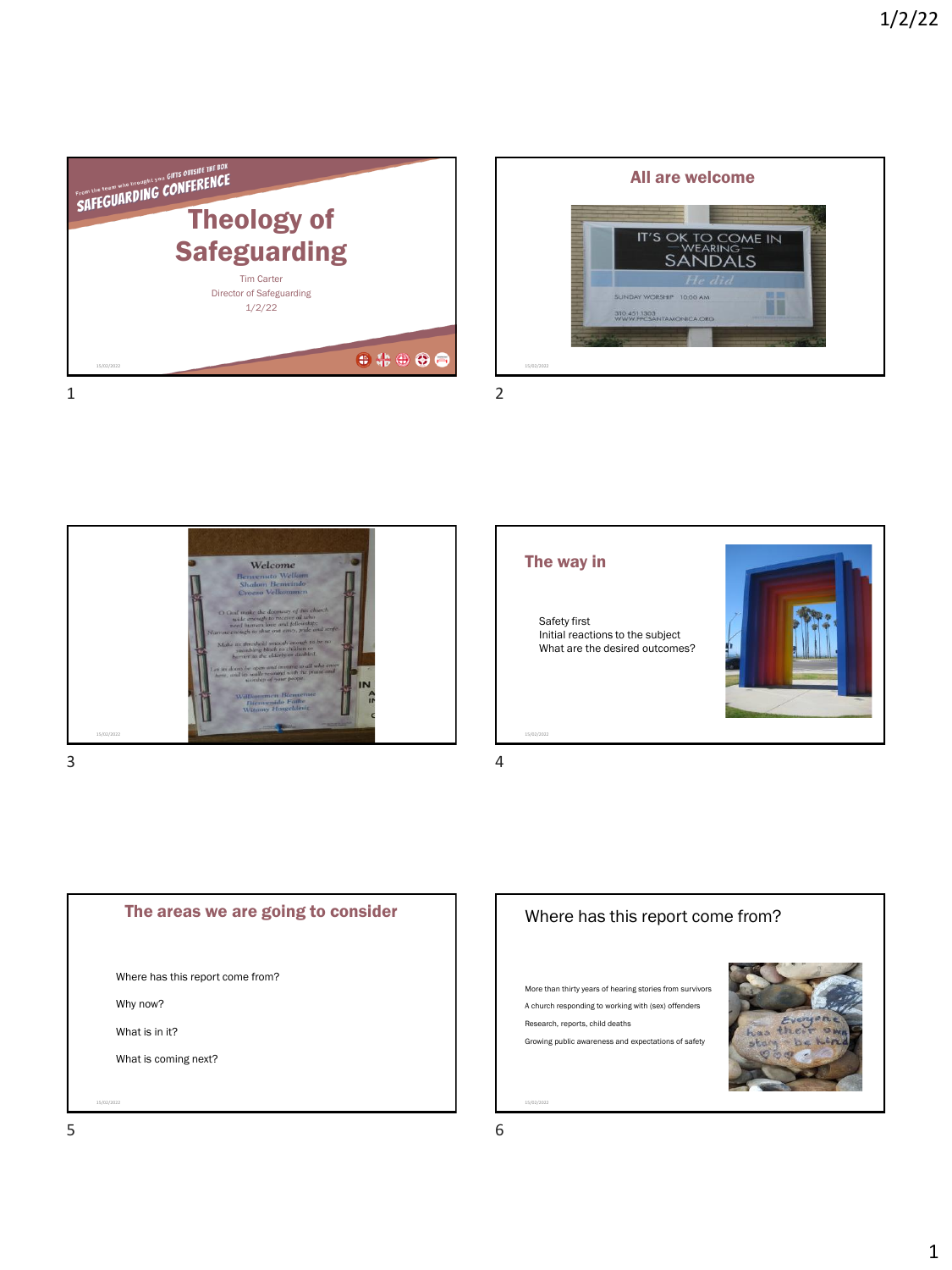From the team who brought you GIFTS OUTSIDE THE BOX
SAFEGUARDING CONFERENCE

# Theology of Safeguarding

Tim Carter
Director of Safeguarding
1/2/22

## All are welcome

IT'S OK TO COME IN WEARING SANDALS
He did

## The way in

- Safety first
- Initial reactions to the subject
- What are the desired outcomes?

## The areas we are going to consider

- Where has this report come from?
- Why now?
- What is in it?
- What is coming next?

## Where has this report come from?

- More than thirty years of hearing stories from survivors
- A church responding to working with (sex) offenders
- Research, reports, child deaths
- Growing public awareness and expectations of safety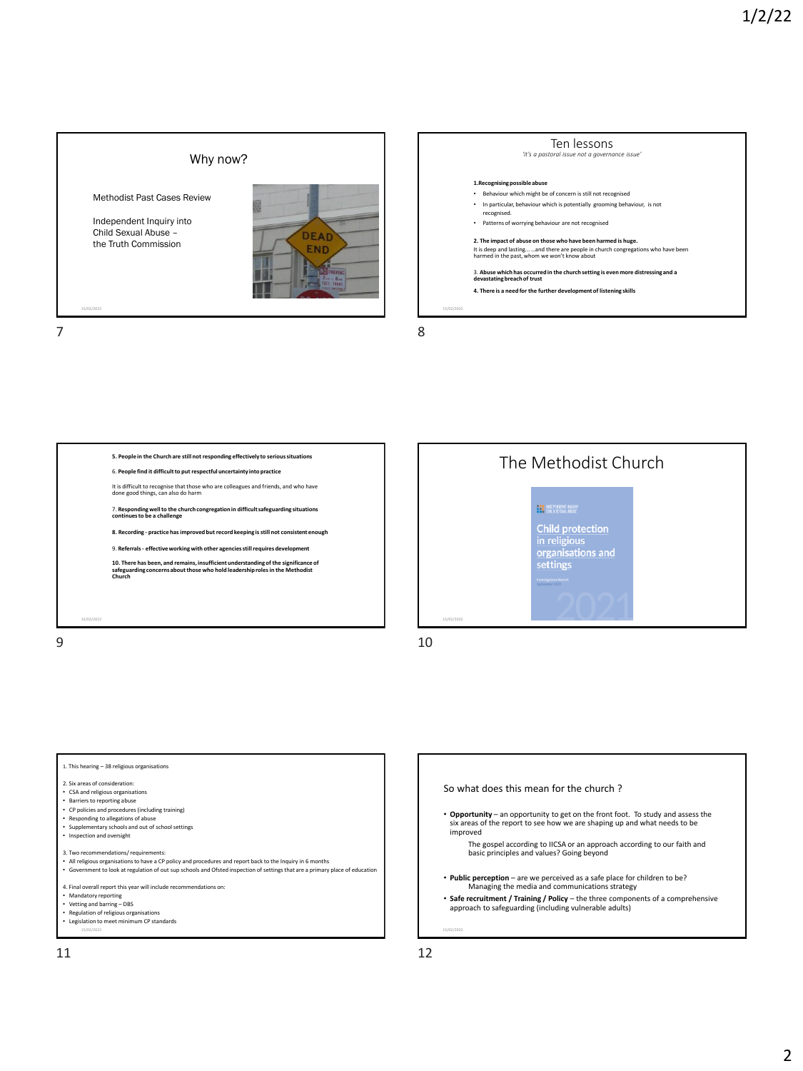## Why now?

Methodist Past Cases Review

Independent Inquiry into Child Sexual Abuse – the Truth Commission

## Ten lessons

*'it's a pastoral issue not a governance issue'*

**1.Recognising possible abuse**

- Behaviour which might be of concern is still not recognised
- In particular, behaviour which is potentially grooming behaviour, is not recognised.
- Patterns of worrying behaviour are not recognised

**2. The impact of abuse on those who have been harmed is huge.**

It is deep and lasting……and there are people in church congregations who have been harmed in the past, whom we won't know about

3. **Abuse which has occurred in the church setting is even more distressing and a devastating breach of trust**

**4. There is a need for the further development of listening skills**

**5. People in the Church are still not responding effectively to serious situations**

6. **People find it difficult to put respectful uncertainty into practice**

It is difficult to recognise that those who are colleagues and friends, and who have done good things, can also do harm

7. **Responding well to the church congregation in difficult safeguarding situations continues to be a challenge**

**8. Recording - practice has improved but record keeping is still not consistent enough**

9. **Referrals - effective working with other agencies still requires development**

**10. There has been, and remains, insufficient understanding of the significance of safeguarding concerns about those who hold leadership roles in the Methodist Church**

## The Methodist Church

Independent Inquiry Child Sexual Abuse

Child protection in religious organisations and settings

Investigation Report

2021

1. This hearing – 38 religious organisations

2. Six areas of consideration:

- CSA and religious organisations
- Barriers to reporting abuse
- CP policies and procedures (including training)
- Responding to allegations of abuse
- Supplementary schools and out of school settings
- Inspection and oversight

3. Two recommendations/ requirements:

- All religious organisations to have a CP policy and procedures and report back to the Inquiry in 6 months
- Government to look at regulation of out sup schools and Ofsted inspection of settings that are a primary place of education

4. Final overall report this year will include recommendations on:

- Mandatory reporting
- Vetting and barring – DBS
- Regulation of religious organisations
- Legislation to meet minimum CP standards

So what does this mean for the church ?

- **Opportunity** – an opportunity to get on the front foot. To study and assess the six areas of the report to see how we are shaping up and what needs to be improved

  The gospel according to IICSA or an approach according to our faith and basic principles and values? Going beyond

- **Public perception** – are we perceived as a safe place for children to be?

  Managing the media and communications strategy

- **Safe recruitment / Training / Policy** – the three components of a comprehensive approach to safeguarding (including vulnerable adults)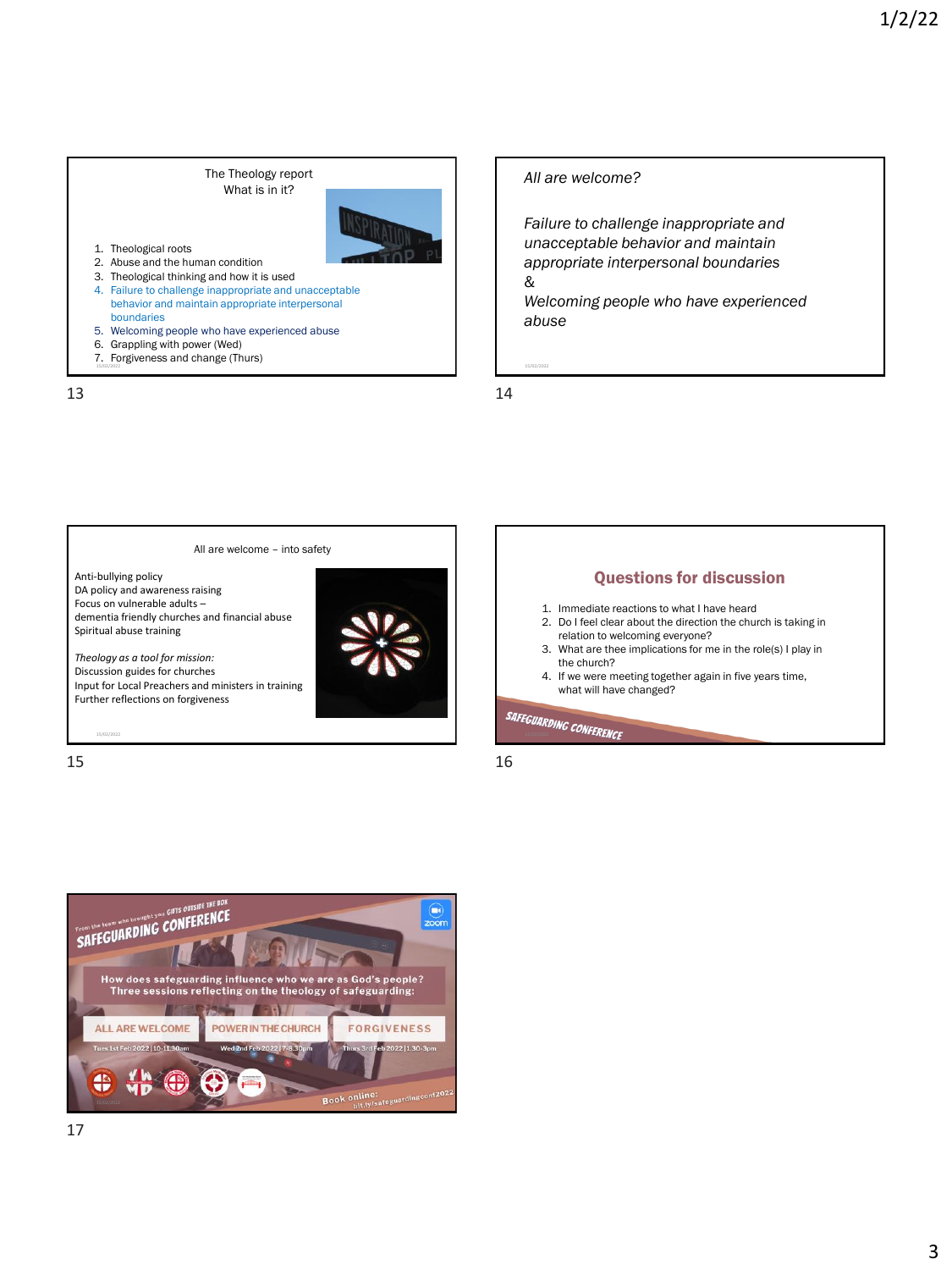## The Theology report
What is in it?

1. Theological roots
2. Abuse and the human condition
3. Theological thinking and how it is used
4. Failure to challenge inappropriate and unacceptable behavior and maintain appropriate interpersonal boundaries
5. Welcoming people who have experienced abuse
6. Grappling with power (Wed)
7. Forgiveness and change (Thurs)

---

*All are welcome?*

*Failure to challenge inappropriate and unacceptable behavior and maintain appropriate interpersonal boundaries*
*&*
*Welcoming people who have experienced abuse*

---

## All are welcome – into safety

Anti-bullying policy
DA policy and awareness raising
Focus on vulnerable adults –
dementia friendly churches and financial abuse
Spiritual abuse training

*Theology as a tool for mission:*
Discussion guides for churches
Input for Local Preachers and ministers in training
Further reflections on forgiveness

---

## Questions for discussion

1. Immediate reactions to what I have heard
2. Do I feel clear about the direction the church is taking in relation to welcoming everyone?
3. What are thee implications for me in the role(s) I play in the church?
4. If we were meeting together again in five years time, what will have changed?

SAFEGUARDING CONFERENCE

---

From the team who brought you GIFTS OUTSIDE THE BOX
SAFEGUARDING CONFERENCE

How does safeguarding influence who we are as God's people?
Three sessions reflecting on the theology of safeguarding:

ALL ARE WELCOME – Tues 1st Feb 2022 | 10-11.30am
POWER IN THE CHURCH – Wed 2nd Feb 2022 | 7-8.30pm
FORGIVENESS – Thurs 3rd Feb 2022 | 1.30-3pm

Book online: bit.ly/safeguardingconf2022